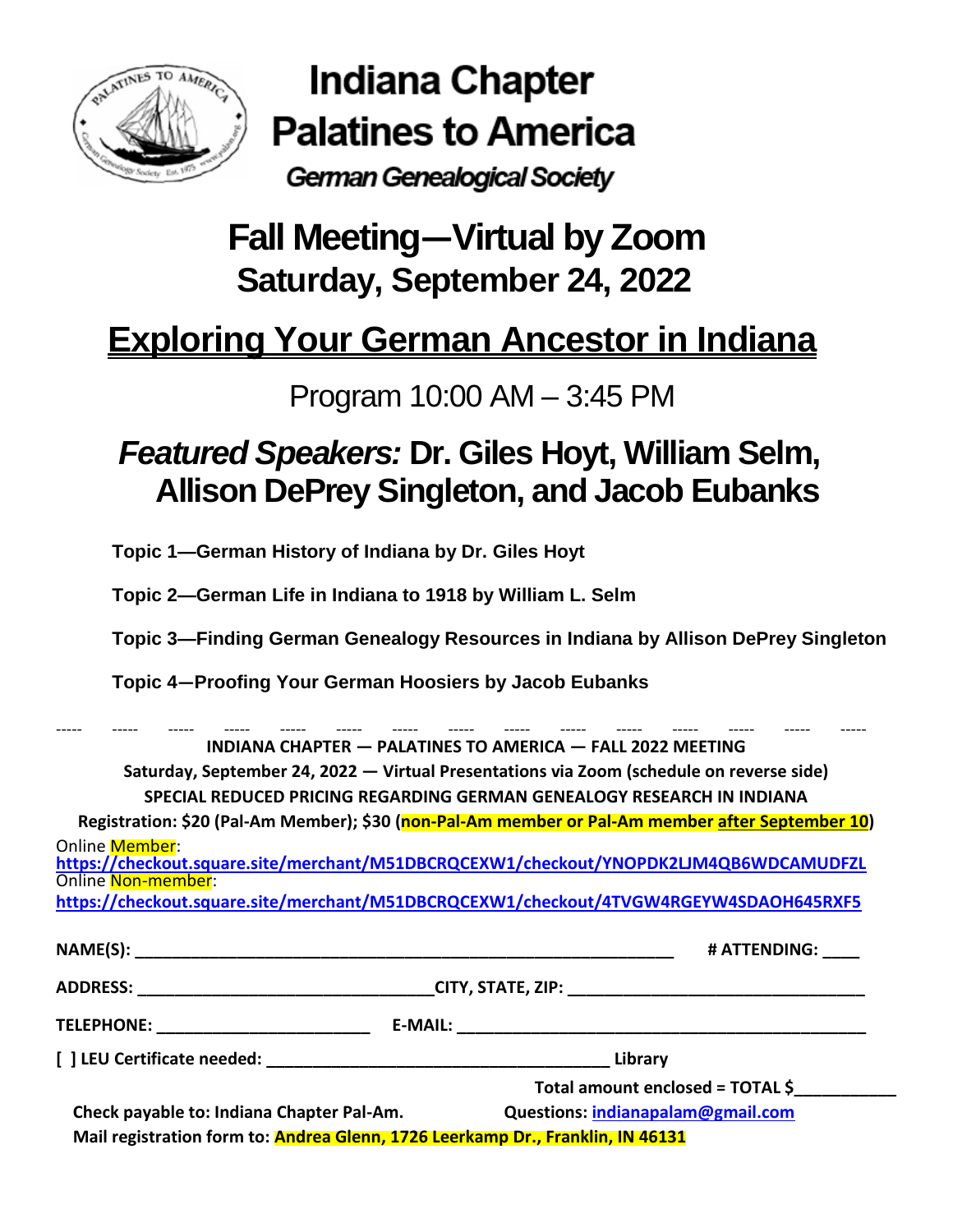# Indiana Chapter Palatines to America

*German Genealogical Society*

# Fall Meeting—Virtual by Zoom
## Saturday, September 24, 2022

# Exploring Your German Ancestor in Indiana

Program 10:00 AM – 3:45 PM

## *Featured Speakers:* Dr. Giles Hoyt, William Selm, Allison DePrey Singleton, and Jacob Eubanks

**Topic 1—German History of Indiana by Dr. Giles Hoyt**

**Topic 2—German Life in Indiana to 1918 by William L. Selm**

**Topic 3—Finding German Genealogy Resources in Indiana by Allison DePrey Singleton**

**Topic 4—Proofing Your German Hoosiers by Jacob Eubanks**

----- ----- ----- ----- ----- ----- ----- ----- ----- ----- ----- ----- ----- ----- -----

**INDIANA CHAPTER — PALATINES TO AMERICA — FALL 2022 MEETING**

**Saturday, September 24, 2022 — Virtual Presentations via Zoom (schedule on reverse side)**

**SPECIAL REDUCED PRICING REGARDING GERMAN GENEALOGY RESEARCH IN INDIANA**

**Registration: $20 (Pal-Am Member); $30 (non-Pal-Am member or Pal-Am member after September 10)**

Online Member:
**https://checkout.square.site/merchant/M51DBCRQCEXW1/checkout/YNOPDK2LJM4QB6WDCAMUDFZL**

Online Non-member:
**https://checkout.square.site/merchant/M51DBCRQCEXW1/checkout/4TVGW4RGEYW4SDAOH645RXF5**

**NAME(S):** ____________________________________________ **# ATTENDING:** ____

**ADDRESS:** ______________________________ **CITY, STATE, ZIP:** ______________________________

**TELEPHONE:** ______________________ **E-MAIL:** ________________________________________

**[ ] LEU Certificate needed:** ________________________________ **Library**

**Total amount enclosed = TOTAL $**__________

**Check payable to: Indiana Chapter Pal-Am.** **Questions: indianapalam@gmail.com**

**Mail registration form to: Andrea Glenn, 1726 Leerkamp Dr., Franklin, IN 46131**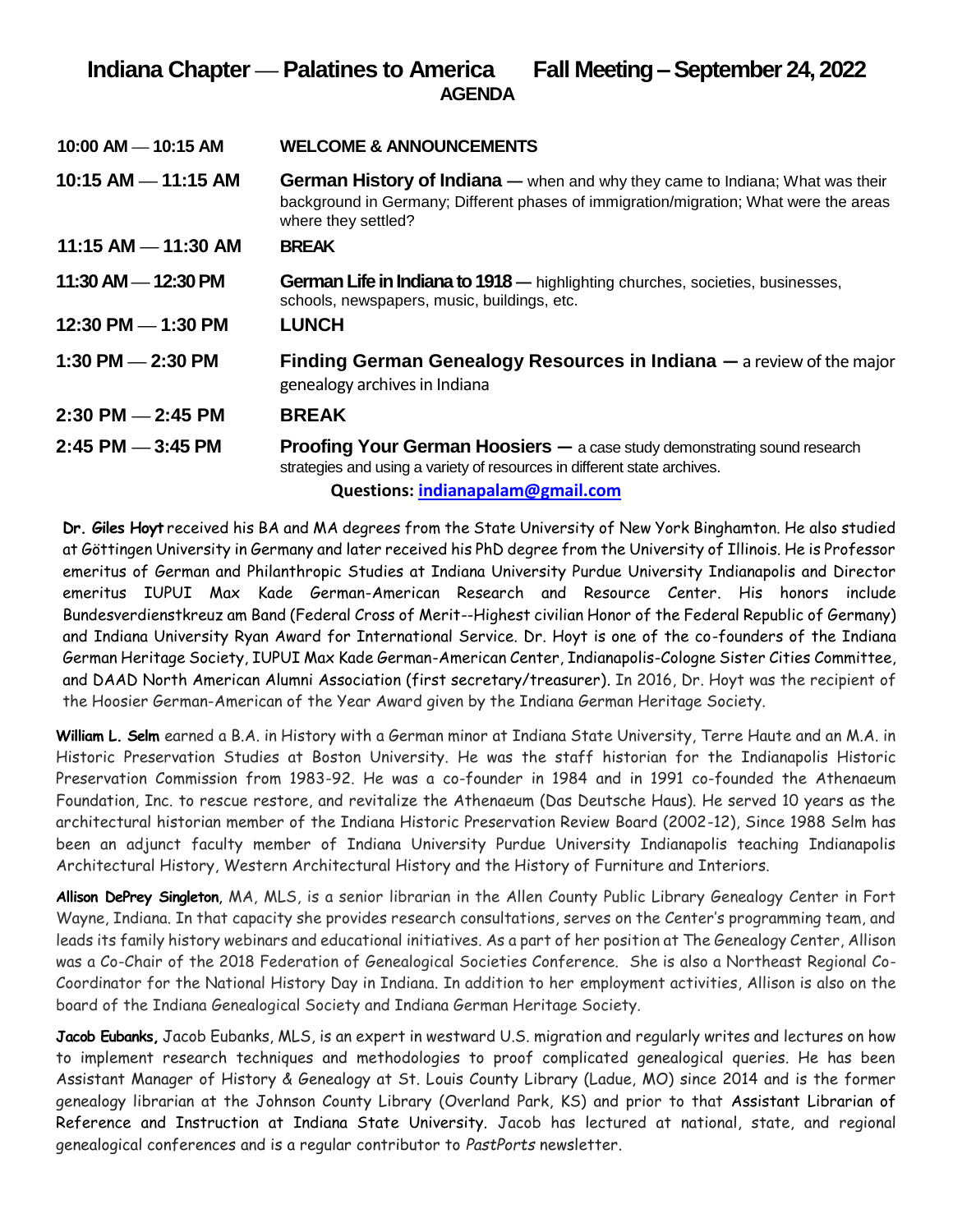# Indiana Chapter — Palatines to America Fall Meeting – September 24, 2022

## AGENDA

| | |
|---|---|
| **10:00 AM — 10:15 AM** | **WELCOME & ANNOUNCEMENTS** |
| **10:15 AM — 11:15 AM** | **German History of Indiana —** when and why they came to Indiana; What was their background in Germany; Different phases of immigration/migration; What were the areas where they settled? |
| **11:15 AM — 11:30 AM** | **BREAK** |
| **11:30 AM — 12:30 PM** | **German Life in Indiana to 1918 —** highlighting churches, societies, businesses, schools, newspapers, music, buildings, etc. |
| **12:30 PM — 1:30 PM** | **LUNCH** |
| **1:30 PM — 2:30 PM** | **Finding German Genealogy Resources in Indiana —** a review of the major genealogy archives in Indiana |
| **2:30 PM — 2:45 PM** | **BREAK** |
| **2:45 PM — 3:45 PM** | **Proofing Your German Hoosiers —** a case study demonstrating sound research strategies and using a variety of resources in different state archives. |

**Questions: indianapalam@gmail.com**

**Dr. Giles Hoyt** received his BA and MA degrees from the State University of New York Binghamton. He also studied at Göttingen University in Germany and later received his PhD degree from the University of Illinois. He is Professor emeritus of German and Philanthropic Studies at Indiana University Purdue University Indianapolis and Director emeritus IUPUI Max Kade German-American Research and Resource Center. His honors include Bundesverdienstkreuz am Band (Federal Cross of Merit--Highest civilian Honor of the Federal Republic of Germany) and Indiana University Ryan Award for International Service. Dr. Hoyt is one of the co-founders of the Indiana German Heritage Society, IUPUI Max Kade German-American Center, Indianapolis-Cologne Sister Cities Committee, and DAAD North American Alumni Association (first secretary/treasurer). In 2016, Dr. Hoyt was the recipient of the Hoosier German-American of the Year Award given by the Indiana German Heritage Society.

**William L. Selm** earned a B.A. in History with a German minor at Indiana State University, Terre Haute and an M.A. in Historic Preservation Studies at Boston University. He was the staff historian for the Indianapolis Historic Preservation Commission from 1983-92. He was a co-founder in 1984 and in 1991 co-founded the Athenaeum Foundation, Inc. to rescue restore, and revitalize the Athenaeum (Das Deutsche Haus). He served 10 years as the architectural historian member of the Indiana Historic Preservation Review Board (2002-12), Since 1988 Selm has been an adjunct faculty member of Indiana University Purdue University Indianapolis teaching Indianapolis Architectural History, Western Architectural History and the History of Furniture and Interiors.

**Allison DePrey Singleton**, MA, MLS, is a senior librarian in the Allen County Public Library Genealogy Center in Fort Wayne, Indiana. In that capacity she provides research consultations, serves on the Center's programming team, and leads its family history webinars and educational initiatives. As a part of her position at The Genealogy Center, Allison was a Co-Chair of the 2018 Federation of Genealogical Societies Conference. She is also a Northeast Regional Co-Coordinator for the National History Day in Indiana. In addition to her employment activities, Allison is also on the board of the Indiana Genealogical Society and Indiana German Heritage Society.

**Jacob Eubanks,** Jacob Eubanks, MLS, is an expert in westward U.S. migration and regularly writes and lectures on how to implement research techniques and methodologies to proof complicated genealogical queries. He has been Assistant Manager of History & Genealogy at St. Louis County Library (Ladue, MO) since 2014 and is the former genealogy librarian at the Johnson County Library (Overland Park, KS) and prior to that Assistant Librarian of Reference and Instruction at Indiana State University. Jacob has lectured at national, state, and regional genealogical conferences and is a regular contributor to *PastPorts* newsletter.